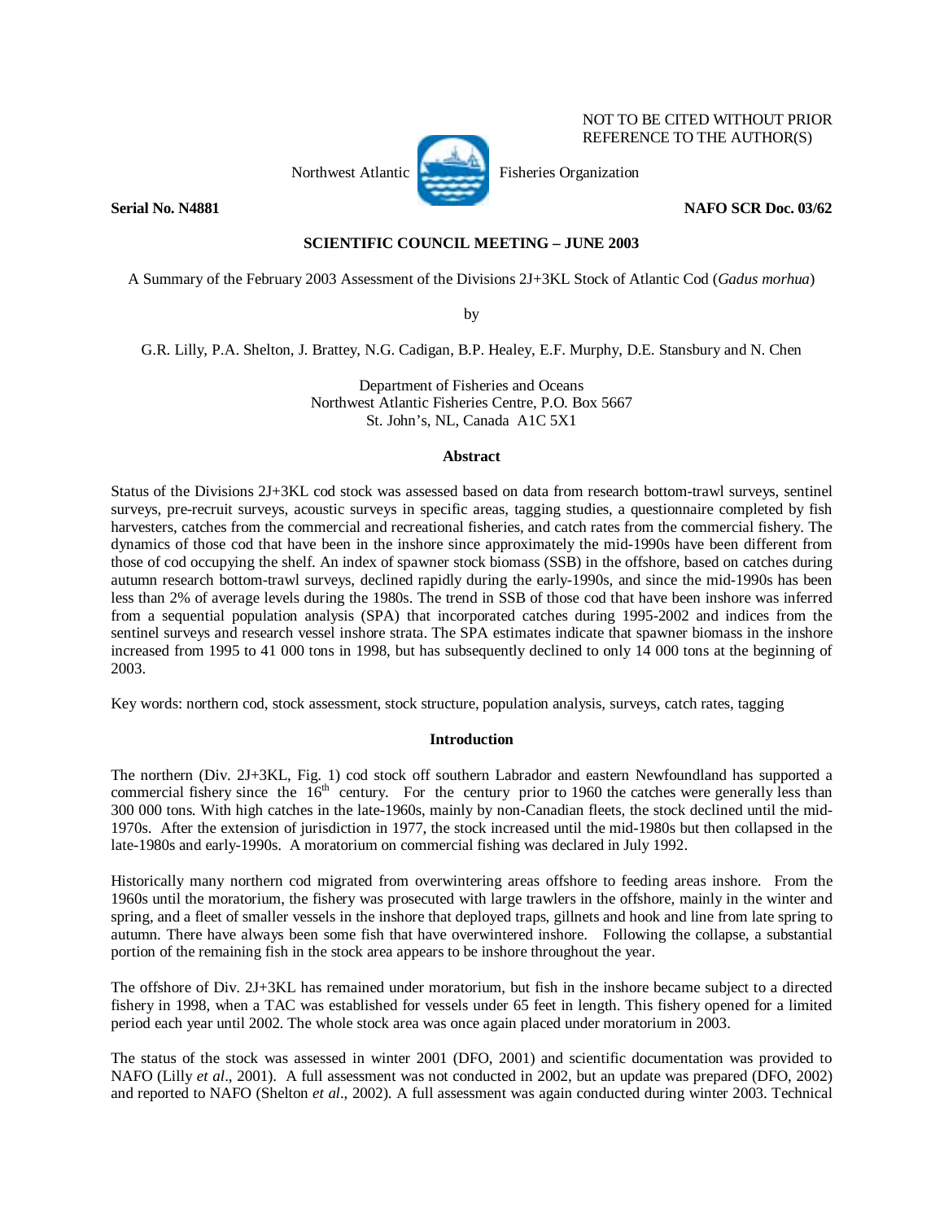NOT TO BE CITED WITHOUT PRIOR REFERENCE TO THE AUTHOR(S)

Northwest Atlantic Fisheries Organization

**Serial No. N4881** **NAFO SCR Doc. 03/62**

**SCIENTIFIC COUNCIL MEETING – JUNE 2003**

A Summary of the February 2003 Assessment of the Divisions 2J+3KL Stock of Atlantic Cod (*Gadus morhua*)

by

G.R. Lilly, P.A. Shelton, J. Brattey, N.G. Cadigan, B.P. Healey, E.F. Murphy, D.E. Stansbury and N. Chen

Department of Fisheries and Oceans
Northwest Atlantic Fisheries Centre, P.O. Box 5667
St. John's, NL, Canada A1C 5X1

## Abstract

Status of the Divisions 2J+3KL cod stock was assessed based on data from research bottom-trawl surveys, sentinel surveys, pre-recruit surveys, acoustic surveys in specific areas, tagging studies, a questionnaire completed by fish harvesters, catches from the commercial and recreational fisheries, and catch rates from the commercial fishery. The dynamics of those cod that have been in the inshore since approximately the mid-1990s have been different from those of cod occupying the shelf. An index of spawner stock biomass (SSB) in the offshore, based on catches during autumn research bottom-trawl surveys, declined rapidly during the early-1990s, and since the mid-1990s has been less than 2% of average levels during the 1980s. The trend in SSB of those cod that have been inshore was inferred from a sequential population analysis (SPA) that incorporated catches during 1995-2002 and indices from the sentinel surveys and research vessel inshore strata. The SPA estimates indicate that spawner biomass in the inshore increased from 1995 to 41 000 tons in 1998, but has subsequently declined to only 14 000 tons at the beginning of 2003.

Key words: northern cod, stock assessment, stock structure, population analysis, surveys, catch rates, tagging

## Introduction

The northern (Div. 2J+3KL, Fig. 1) cod stock off southern Labrador and eastern Newfoundland has supported a commercial fishery since the 16th century. For the century prior to 1960 the catches were generally less than 300 000 tons. With high catches in the late-1960s, mainly by non-Canadian fleets, the stock declined until the mid-1970s. After the extension of jurisdiction in 1977, the stock increased until the mid-1980s but then collapsed in the late-1980s and early-1990s. A moratorium on commercial fishing was declared in July 1992.

Historically many northern cod migrated from overwintering areas offshore to feeding areas inshore. From the 1960s until the moratorium, the fishery was prosecuted with large trawlers in the offshore, mainly in the winter and spring, and a fleet of smaller vessels in the inshore that deployed traps, gillnets and hook and line from late spring to autumn. There have always been some fish that have overwintered inshore. Following the collapse, a substantial portion of the remaining fish in the stock area appears to be inshore throughout the year.

The offshore of Div. 2J+3KL has remained under moratorium, but fish in the inshore became subject to a directed fishery in 1998, when a TAC was established for vessels under 65 feet in length. This fishery opened for a limited period each year until 2002. The whole stock area was once again placed under moratorium in 2003.

The status of the stock was assessed in winter 2001 (DFO, 2001) and scientific documentation was provided to NAFO (Lilly *et al*., 2001). A full assessment was not conducted in 2002, but an update was prepared (DFO, 2002) and reported to NAFO (Shelton *et al*., 2002). A full assessment was again conducted during winter 2003. Technical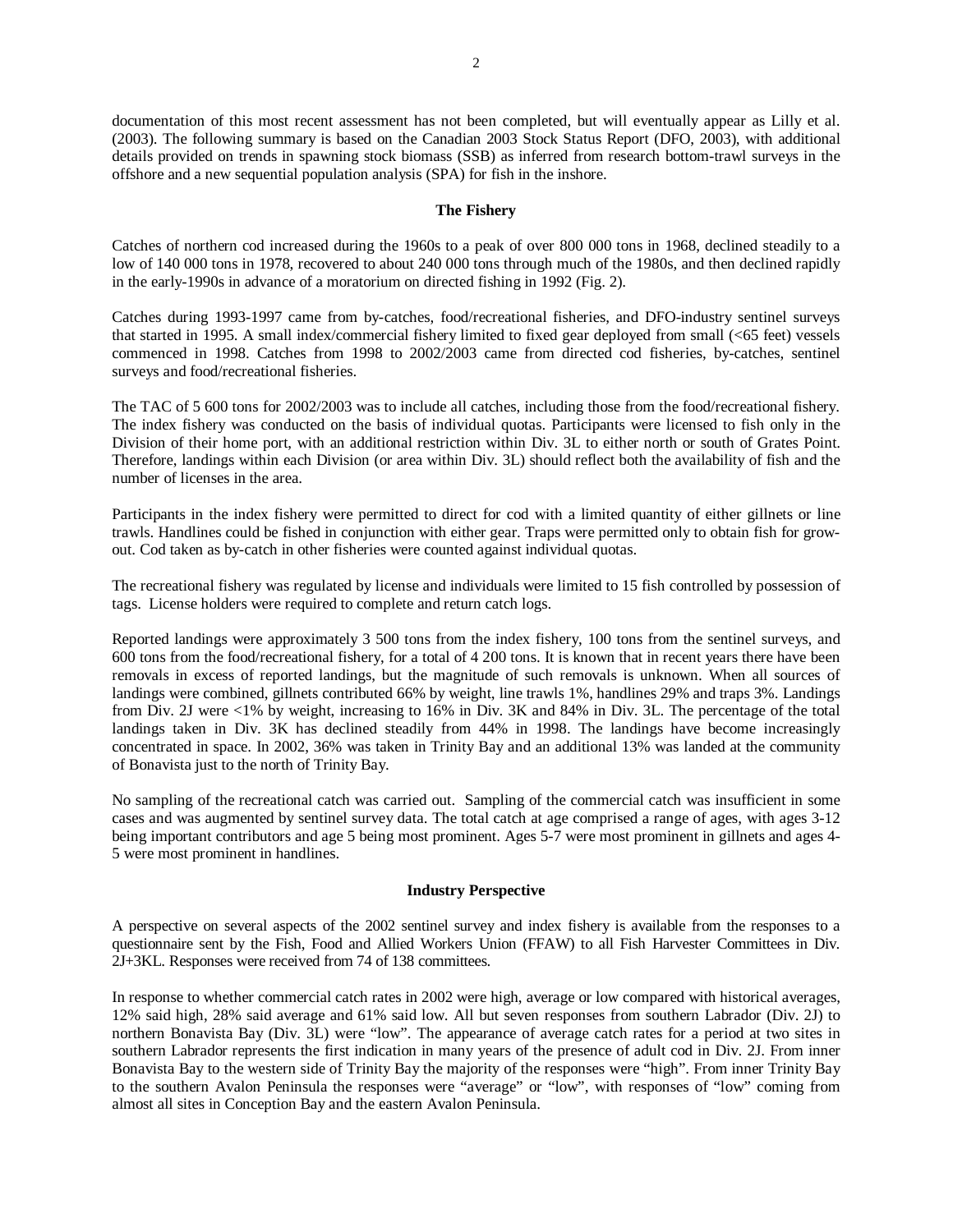documentation of this most recent assessment has not been completed, but will eventually appear as Lilly et al. (2003). The following summary is based on the Canadian 2003 Stock Status Report (DFO, 2003), with additional details provided on trends in spawning stock biomass (SSB) as inferred from research bottom-trawl surveys in the offshore and a new sequential population analysis (SPA) for fish in the inshore.

## The Fishery

Catches of northern cod increased during the 1960s to a peak of over 800 000 tons in 1968, declined steadily to a low of 140 000 tons in 1978, recovered to about 240 000 tons through much of the 1980s, and then declined rapidly in the early-1990s in advance of a moratorium on directed fishing in 1992 (Fig. 2).

Catches during 1993-1997 came from by-catches, food/recreational fisheries, and DFO-industry sentinel surveys that started in 1995. A small index/commercial fishery limited to fixed gear deployed from small (<65 feet) vessels commenced in 1998. Catches from 1998 to 2002/2003 came from directed cod fisheries, by-catches, sentinel surveys and food/recreational fisheries.

The TAC of 5 600 tons for 2002/2003 was to include all catches, including those from the food/recreational fishery. The index fishery was conducted on the basis of individual quotas. Participants were licensed to fish only in the Division of their home port, with an additional restriction within Div. 3L to either north or south of Grates Point. Therefore, landings within each Division (or area within Div. 3L) should reflect both the availability of fish and the number of licenses in the area.

Participants in the index fishery were permitted to direct for cod with a limited quantity of either gillnets or line trawls. Handlines could be fished in conjunction with either gear. Traps were permitted only to obtain fish for grow-out. Cod taken as by-catch in other fisheries were counted against individual quotas.

The recreational fishery was regulated by license and individuals were limited to 15 fish controlled by possession of tags. License holders were required to complete and return catch logs.

Reported landings were approximately 3 500 tons from the index fishery, 100 tons from the sentinel surveys, and 600 tons from the food/recreational fishery, for a total of 4 200 tons. It is known that in recent years there have been removals in excess of reported landings, but the magnitude of such removals is unknown. When all sources of landings were combined, gillnets contributed 66% by weight, line trawls 1%, handlines 29% and traps 3%. Landings from Div. 2J were <1% by weight, increasing to 16% in Div. 3K and 84% in Div. 3L. The percentage of the total landings taken in Div. 3K has declined steadily from 44% in 1998. The landings have become increasingly concentrated in space. In 2002, 36% was taken in Trinity Bay and an additional 13% was landed at the community of Bonavista just to the north of Trinity Bay.

No sampling of the recreational catch was carried out. Sampling of the commercial catch was insufficient in some cases and was augmented by sentinel survey data. The total catch at age comprised a range of ages, with ages 3-12 being important contributors and age 5 being most prominent. Ages 5-7 were most prominent in gillnets and ages 4-5 were most prominent in handlines.

## Industry Perspective

A perspective on several aspects of the 2002 sentinel survey and index fishery is available from the responses to a questionnaire sent by the Fish, Food and Allied Workers Union (FFAW) to all Fish Harvester Committees in Div. 2J+3KL. Responses were received from 74 of 138 committees.

In response to whether commercial catch rates in 2002 were high, average or low compared with historical averages, 12% said high, 28% said average and 61% said low. All but seven responses from southern Labrador (Div. 2J) to northern Bonavista Bay (Div. 3L) were "low". The appearance of average catch rates for a period at two sites in southern Labrador represents the first indication in many years of the presence of adult cod in Div. 2J. From inner Bonavista Bay to the western side of Trinity Bay the majority of the responses were "high". From inner Trinity Bay to the southern Avalon Peninsula the responses were "average" or "low", with responses of "low" coming from almost all sites in Conception Bay and the eastern Avalon Peninsula.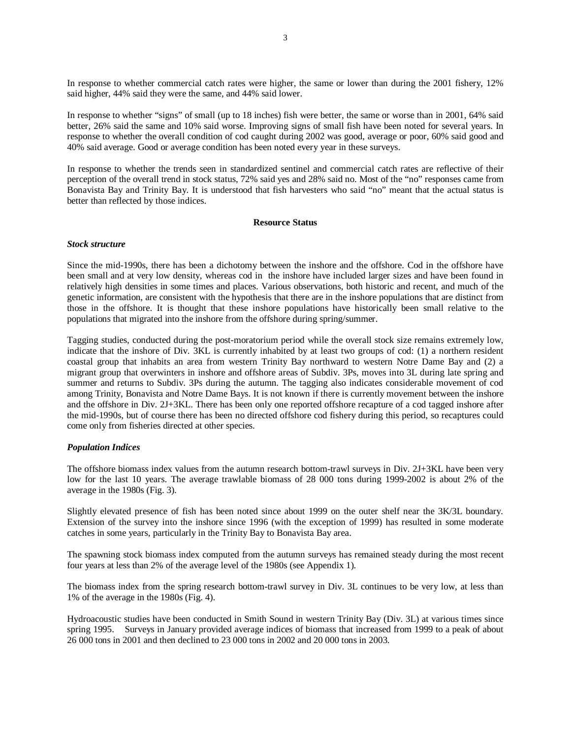In response to whether commercial catch rates were higher, the same or lower than during the 2001 fishery, 12% said higher, 44% said they were the same, and 44% said lower.

In response to whether "signs" of small (up to 18 inches) fish were better, the same or worse than in 2001, 64% said better, 26% said the same and 10% said worse. Improving signs of small fish have been noted for several years. In response to whether the overall condition of cod caught during 2002 was good, average or poor, 60% said good and 40% said average. Good or average condition has been noted every year in these surveys.

In response to whether the trends seen in standardized sentinel and commercial catch rates are reflective of their perception of the overall trend in stock status, 72% said yes and 28% said no. Most of the "no" responses came from Bonavista Bay and Trinity Bay. It is understood that fish harvesters who said "no" meant that the actual status is better than reflected by those indices.

## Resource Status

### *Stock structure*

Since the mid-1990s, there has been a dichotomy between the inshore and the offshore. Cod in the offshore have been small and at very low density, whereas cod in the inshore have included larger sizes and have been found in relatively high densities in some times and places. Various observations, both historic and recent, and much of the genetic information, are consistent with the hypothesis that there are in the inshore populations that are distinct from those in the offshore. It is thought that these inshore populations have historically been small relative to the populations that migrated into the inshore from the offshore during spring/summer.

Tagging studies, conducted during the post-moratorium period while the overall stock size remains extremely low, indicate that the inshore of Div. 3KL is currently inhabited by at least two groups of cod: (1) a northern resident coastal group that inhabits an area from western Trinity Bay northward to western Notre Dame Bay and (2) a migrant group that overwinters in inshore and offshore areas of Subdiv. 3Ps, moves into 3L during late spring and summer and returns to Subdiv. 3Ps during the autumn. The tagging also indicates considerable movement of cod among Trinity, Bonavista and Notre Dame Bays. It is not known if there is currently movement between the inshore and the offshore in Div. 2J+3KL. There has been only one reported offshore recapture of a cod tagged inshore after the mid-1990s, but of course there has been no directed offshore cod fishery during this period, so recaptures could come only from fisheries directed at other species.

### *Population Indices*

The offshore biomass index values from the autumn research bottom-trawl surveys in Div. 2J+3KL have been very low for the last 10 years. The average trawlable biomass of 28 000 tons during 1999-2002 is about 2% of the average in the 1980s (Fig. 3).

Slightly elevated presence of fish has been noted since about 1999 on the outer shelf near the 3K/3L boundary. Extension of the survey into the inshore since 1996 (with the exception of 1999) has resulted in some moderate catches in some years, particularly in the Trinity Bay to Bonavista Bay area.

The spawning stock biomass index computed from the autumn surveys has remained steady during the most recent four years at less than 2% of the average level of the 1980s (see Appendix 1).

The biomass index from the spring research bottom-trawl survey in Div. 3L continues to be very low, at less than 1% of the average in the 1980s (Fig. 4).

Hydroacoustic studies have been conducted in Smith Sound in western Trinity Bay (Div. 3L) at various times since spring 1995. Surveys in January provided average indices of biomass that increased from 1999 to a peak of about 26 000 tons in 2001 and then declined to 23 000 tons in 2002 and 20 000 tons in 2003.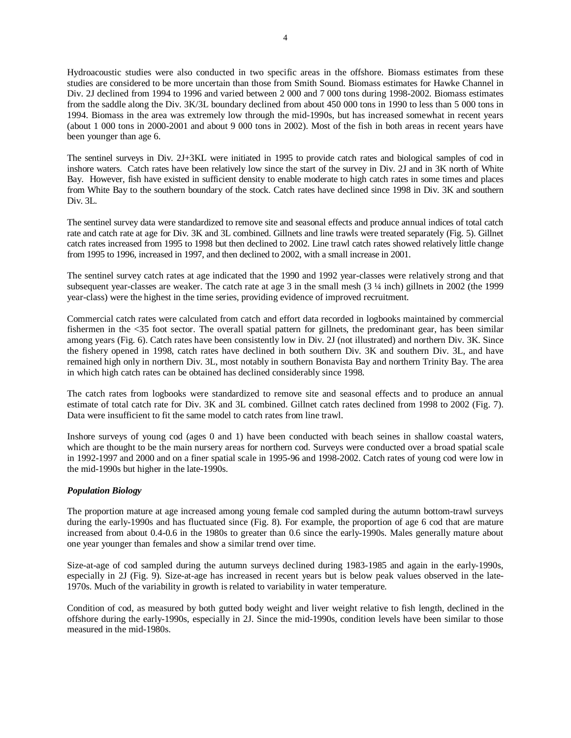Hydroacoustic studies were also conducted in two specific areas in the offshore. Biomass estimates from these studies are considered to be more uncertain than those from Smith Sound. Biomass estimates for Hawke Channel in Div. 2J declined from 1994 to 1996 and varied between 2 000 and 7 000 tons during 1998-2002. Biomass estimates from the saddle along the Div. 3K/3L boundary declined from about 450 000 tons in 1990 to less than 5 000 tons in 1994. Biomass in the area was extremely low through the mid-1990s, but has increased somewhat in recent years (about 1 000 tons in 2000-2001 and about 9 000 tons in 2002). Most of the fish in both areas in recent years have been younger than age 6.

The sentinel surveys in Div. 2J+3KL were initiated in 1995 to provide catch rates and biological samples of cod in inshore waters. Catch rates have been relatively low since the start of the survey in Div. 2J and in 3K north of White Bay. However, fish have existed in sufficient density to enable moderate to high catch rates in some times and places from White Bay to the southern boundary of the stock. Catch rates have declined since 1998 in Div. 3K and southern Div. 3L.

The sentinel survey data were standardized to remove site and seasonal effects and produce annual indices of total catch rate and catch rate at age for Div. 3K and 3L combined. Gillnets and line trawls were treated separately (Fig. 5). Gillnet catch rates increased from 1995 to 1998 but then declined to 2002. Line trawl catch rates showed relatively little change from 1995 to 1996, increased in 1997, and then declined to 2002, with a small increase in 2001.

The sentinel survey catch rates at age indicated that the 1990 and 1992 year-classes were relatively strong and that subsequent year-classes are weaker. The catch rate at age 3 in the small mesh (3 ¼ inch) gillnets in 2002 (the 1999 year-class) were the highest in the time series, providing evidence of improved recruitment.

Commercial catch rates were calculated from catch and effort data recorded in logbooks maintained by commercial fishermen in the <35 foot sector. The overall spatial pattern for gillnets, the predominant gear, has been similar among years (Fig. 6). Catch rates have been consistently low in Div. 2J (not illustrated) and northern Div. 3K. Since the fishery opened in 1998, catch rates have declined in both southern Div. 3K and southern Div. 3L, and have remained high only in northern Div. 3L, most notably in southern Bonavista Bay and northern Trinity Bay. The area in which high catch rates can be obtained has declined considerably since 1998.

The catch rates from logbooks were standardized to remove site and seasonal effects and to produce an annual estimate of total catch rate for Div. 3K and 3L combined. Gillnet catch rates declined from 1998 to 2002 (Fig. 7). Data were insufficient to fit the same model to catch rates from line trawl.

Inshore surveys of young cod (ages 0 and 1) have been conducted with beach seines in shallow coastal waters, which are thought to be the main nursery areas for northern cod. Surveys were conducted over a broad spatial scale in 1992-1997 and 2000 and on a finer spatial scale in 1995-96 and 1998-2002. Catch rates of young cod were low in the mid-1990s but higher in the late-1990s.

***Population Biology***

The proportion mature at age increased among young female cod sampled during the autumn bottom-trawl surveys during the early-1990s and has fluctuated since (Fig. 8). For example, the proportion of age 6 cod that are mature increased from about 0.4-0.6 in the 1980s to greater than 0.6 since the early-1990s. Males generally mature about one year younger than females and show a similar trend over time.

Size-at-age of cod sampled during the autumn surveys declined during 1983-1985 and again in the early-1990s, especially in 2J (Fig. 9). Size-at-age has increased in recent years but is below peak values observed in the late-1970s. Much of the variability in growth is related to variability in water temperature.

Condition of cod, as measured by both gutted body weight and liver weight relative to fish length, declined in the offshore during the early-1990s, especially in 2J. Since the mid-1990s, condition levels have been similar to those measured in the mid-1980s.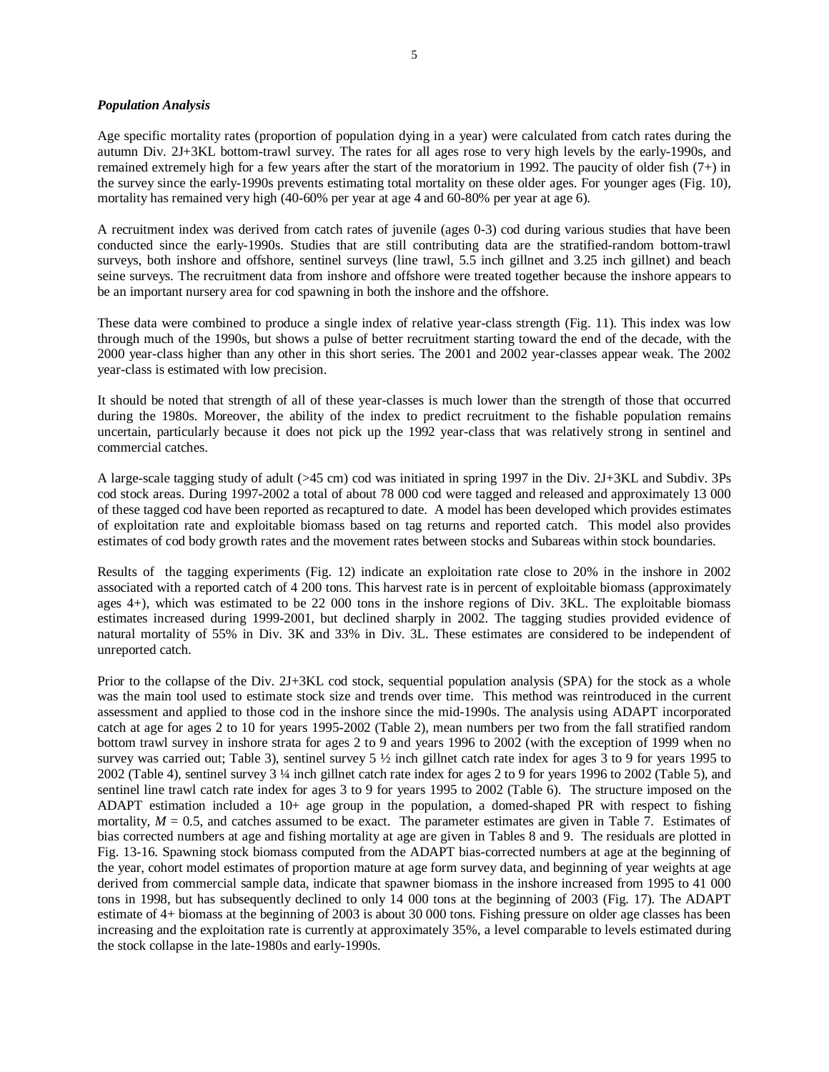***Population Analysis***

Age specific mortality rates (proportion of population dying in a year) were calculated from catch rates during the autumn Div. 2J+3KL bottom-trawl survey. The rates for all ages rose to very high levels by the early-1990s, and remained extremely high for a few years after the start of the moratorium in 1992. The paucity of older fish (7+) in the survey since the early-1990s prevents estimating total mortality on these older ages. For younger ages (Fig. 10), mortality has remained very high (40-60% per year at age 4 and 60-80% per year at age 6).

A recruitment index was derived from catch rates of juvenile (ages 0-3) cod during various studies that have been conducted since the early-1990s. Studies that are still contributing data are the stratified-random bottom-trawl surveys, both inshore and offshore, sentinel surveys (line trawl, 5.5 inch gillnet and 3.25 inch gillnet) and beach seine surveys. The recruitment data from inshore and offshore were treated together because the inshore appears to be an important nursery area for cod spawning in both the inshore and the offshore.

These data were combined to produce a single index of relative year-class strength (Fig. 11). This index was low through much of the 1990s, but shows a pulse of better recruitment starting toward the end of the decade, with the 2000 year-class higher than any other in this short series. The 2001 and 2002 year-classes appear weak. The 2002 year-class is estimated with low precision.

It should be noted that strength of all of these year-classes is much lower than the strength of those that occurred during the 1980s. Moreover, the ability of the index to predict recruitment to the fishable population remains uncertain, particularly because it does not pick up the 1992 year-class that was relatively strong in sentinel and commercial catches.

A large-scale tagging study of adult (>45 cm) cod was initiated in spring 1997 in the Div. 2J+3KL and Subdiv. 3Ps cod stock areas. During 1997-2002 a total of about 78 000 cod were tagged and released and approximately 13 000 of these tagged cod have been reported as recaptured to date. A model has been developed which provides estimates of exploitation rate and exploitable biomass based on tag returns and reported catch. This model also provides estimates of cod body growth rates and the movement rates between stocks and Subareas within stock boundaries.

Results of the tagging experiments (Fig. 12) indicate an exploitation rate close to 20% in the inshore in 2002 associated with a reported catch of 4 200 tons. This harvest rate is in percent of exploitable biomass (approximately ages 4+), which was estimated to be 22 000 tons in the inshore regions of Div. 3KL. The exploitable biomass estimates increased during 1999-2001, but declined sharply in 2002. The tagging studies provided evidence of natural mortality of 55% in Div. 3K and 33% in Div. 3L. These estimates are considered to be independent of unreported catch.

Prior to the collapse of the Div. 2J+3KL cod stock, sequential population analysis (SPA) for the stock as a whole was the main tool used to estimate stock size and trends over time. This method was reintroduced in the current assessment and applied to those cod in the inshore since the mid-1990s. The analysis using ADAPT incorporated catch at age for ages 2 to 10 for years 1995-2002 (Table 2), mean numbers per two from the fall stratified random bottom trawl survey in inshore strata for ages 2 to 9 and years 1996 to 2002 (with the exception of 1999 when no survey was carried out; Table 3), sentinel survey 5 ½ inch gillnet catch rate index for ages 3 to 9 for years 1995 to 2002 (Table 4), sentinel survey 3 ¼ inch gillnet catch rate index for ages 2 to 9 for years 1996 to 2002 (Table 5), and sentinel line trawl catch rate index for ages 3 to 9 for years 1995 to 2002 (Table 6). The structure imposed on the ADAPT estimation included a 10+ age group in the population, a domed-shaped PR with respect to fishing mortality, $M = 0.5$, and catches assumed to be exact. The parameter estimates are given in Table 7. Estimates of bias corrected numbers at age and fishing mortality at age are given in Tables 8 and 9. The residuals are plotted in Fig. 13-16. Spawning stock biomass computed from the ADAPT bias-corrected numbers at age at the beginning of the year, cohort model estimates of proportion mature at age form survey data, and beginning of year weights at age derived from commercial sample data, indicate that spawner biomass in the inshore increased from 1995 to 41 000 tons in 1998, but has subsequently declined to only 14 000 tons at the beginning of 2003 (Fig. 17). The ADAPT estimate of 4+ biomass at the beginning of 2003 is about 30 000 tons. Fishing pressure on older age classes has been increasing and the exploitation rate is currently at approximately 35%, a level comparable to levels estimated during the stock collapse in the late-1980s and early-1990s.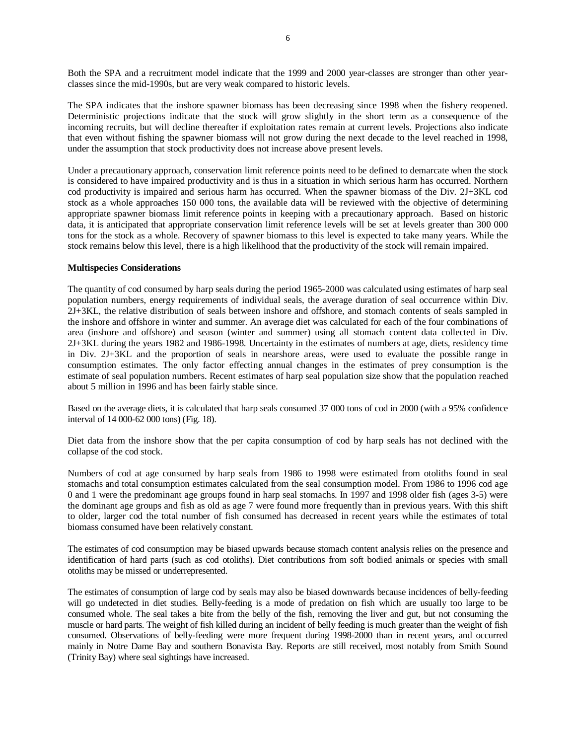Both the SPA and a recruitment model indicate that the 1999 and 2000 year-classes are stronger than other year-classes since the mid-1990s, but are very weak compared to historic levels.

The SPA indicates that the inshore spawner biomass has been decreasing since 1998 when the fishery reopened. Deterministic projections indicate that the stock will grow slightly in the short term as a consequence of the incoming recruits, but will decline thereafter if exploitation rates remain at current levels. Projections also indicate that even without fishing the spawner biomass will not grow during the next decade to the level reached in 1998, under the assumption that stock productivity does not increase above present levels.

Under a precautionary approach, conservation limit reference points need to be defined to demarcate when the stock is considered to have impaired productivity and is thus in a situation in which serious harm has occurred. Northern cod productivity is impaired and serious harm has occurred. When the spawner biomass of the Div. 2J+3KL cod stock as a whole approaches 150 000 tons, the available data will be reviewed with the objective of determining appropriate spawner biomass limit reference points in keeping with a precautionary approach. Based on historic data, it is anticipated that appropriate conservation limit reference levels will be set at levels greater than 300 000 tons for the stock as a whole. Recovery of spawner biomass to this level is expected to take many years. While the stock remains below this level, there is a high likelihood that the productivity of the stock will remain impaired.

**Multispecies Considerations**

The quantity of cod consumed by harp seals during the period 1965-2000 was calculated using estimates of harp seal population numbers, energy requirements of individual seals, the average duration of seal occurrence within Div. 2J+3KL, the relative distribution of seals between inshore and offshore, and stomach contents of seals sampled in the inshore and offshore in winter and summer. An average diet was calculated for each of the four combinations of area (inshore and offshore) and season (winter and summer) using all stomach content data collected in Div. 2J+3KL during the years 1982 and 1986-1998. Uncertainty in the estimates of numbers at age, diets, residency time in Div. 2J+3KL and the proportion of seals in nearshore areas, were used to evaluate the possible range in consumption estimates. The only factor effecting annual changes in the estimates of prey consumption is the estimate of seal population numbers. Recent estimates of harp seal population size show that the population reached about 5 million in 1996 and has been fairly stable since.

Based on the average diets, it is calculated that harp seals consumed 37 000 tons of cod in 2000 (with a 95% confidence interval of 14 000-62 000 tons) (Fig. 18).

Diet data from the inshore show that the per capita consumption of cod by harp seals has not declined with the collapse of the cod stock.

Numbers of cod at age consumed by harp seals from 1986 to 1998 were estimated from otoliths found in seal stomachs and total consumption estimates calculated from the seal consumption model. From 1986 to 1996 cod age 0 and 1 were the predominant age groups found in harp seal stomachs. In 1997 and 1998 older fish (ages 3-5) were the dominant age groups and fish as old as age 7 were found more frequently than in previous years. With this shift to older, larger cod the total number of fish consumed has decreased in recent years while the estimates of total biomass consumed have been relatively constant.

The estimates of cod consumption may be biased upwards because stomach content analysis relies on the presence and identification of hard parts (such as cod otoliths). Diet contributions from soft bodied animals or species with small otoliths may be missed or underrepresented.

The estimates of consumption of large cod by seals may also be biased downwards because incidences of belly-feeding will go undetected in diet studies. Belly-feeding is a mode of predation on fish which are usually too large to be consumed whole. The seal takes a bite from the belly of the fish, removing the liver and gut, but not consuming the muscle or hard parts. The weight of fish killed during an incident of belly feeding is much greater than the weight of fish consumed. Observations of belly-feeding were more frequent during 1998-2000 than in recent years, and occurred mainly in Notre Dame Bay and southern Bonavista Bay. Reports are still received, most notably from Smith Sound (Trinity Bay) where seal sightings have increased.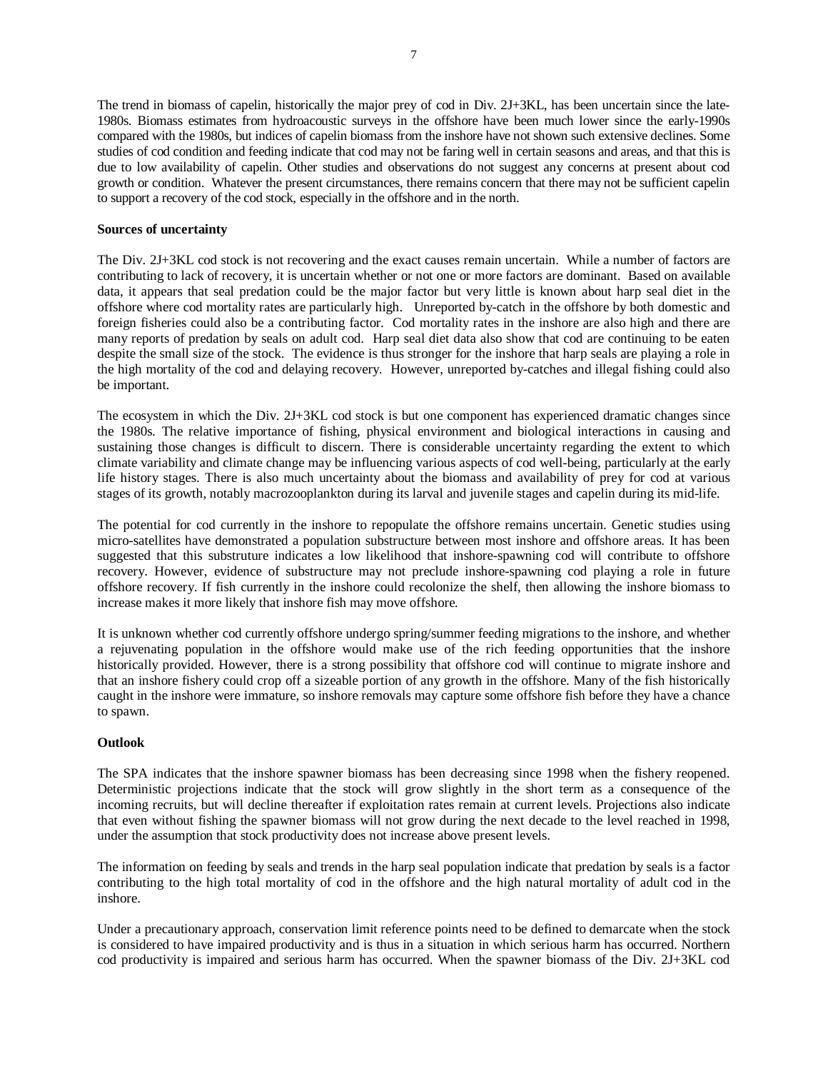The trend in biomass of capelin, historically the major prey of cod in Div. 2J+3KL, has been uncertain since the late-1980s. Biomass estimates from hydroacoustic surveys in the offshore have been much lower since the early-1990s compared with the 1980s, but indices of capelin biomass from the inshore have not shown such extensive declines. Some studies of cod condition and feeding indicate that cod may not be faring well in certain seasons and areas, and that this is due to low availability of capelin. Other studies and observations do not suggest any concerns at present about cod growth or condition. Whatever the present circumstances, there remains concern that there may not be sufficient capelin to support a recovery of the cod stock, especially in the offshore and in the north.

**Sources of uncertainty**

The Div. 2J+3KL cod stock is not recovering and the exact causes remain uncertain. While a number of factors are contributing to lack of recovery, it is uncertain whether or not one or more factors are dominant. Based on available data, it appears that seal predation could be the major factor but very little is known about harp seal diet in the offshore where cod mortality rates are particularly high. Unreported by-catch in the offshore by both domestic and foreign fisheries could also be a contributing factor. Cod mortality rates in the inshore are also high and there are many reports of predation by seals on adult cod. Harp seal diet data also show that cod are continuing to be eaten despite the small size of the stock. The evidence is thus stronger for the inshore that harp seals are playing a role in the high mortality of the cod and delaying recovery. However, unreported by-catches and illegal fishing could also be important.

The ecosystem in which the Div. 2J+3KL cod stock is but one component has experienced dramatic changes since the 1980s. The relative importance of fishing, physical environment and biological interactions in causing and sustaining those changes is difficult to discern. There is considerable uncertainty regarding the extent to which climate variability and climate change may be influencing various aspects of cod well-being, particularly at the early life history stages. There is also much uncertainty about the biomass and availability of prey for cod at various stages of its growth, notably macrozooplankton during its larval and juvenile stages and capelin during its mid-life.

The potential for cod currently in the inshore to repopulate the offshore remains uncertain. Genetic studies using micro-satellites have demonstrated a population substructure between most inshore and offshore areas. It has been suggested that this substruture indicates a low likelihood that inshore-spawning cod will contribute to offshore recovery. However, evidence of substructure may not preclude inshore-spawning cod playing a role in future offshore recovery. If fish currently in the inshore could recolonize the shelf, then allowing the inshore biomass to increase makes it more likely that inshore fish may move offshore.

It is unknown whether cod currently offshore undergo spring/summer feeding migrations to the inshore, and whether a rejuvenating population in the offshore would make use of the rich feeding opportunities that the inshore historically provided. However, there is a strong possibility that offshore cod will continue to migrate inshore and that an inshore fishery could crop off a sizeable portion of any growth in the offshore. Many of the fish historically caught in the inshore were immature, so inshore removals may capture some offshore fish before they have a chance to spawn.

**Outlook**

The SPA indicates that the inshore spawner biomass has been decreasing since 1998 when the fishery reopened. Deterministic projections indicate that the stock will grow slightly in the short term as a consequence of the incoming recruits, but will decline thereafter if exploitation rates remain at current levels. Projections also indicate that even without fishing the spawner biomass will not grow during the next decade to the level reached in 1998, under the assumption that stock productivity does not increase above present levels.

The information on feeding by seals and trends in the harp seal population indicate that predation by seals is a factor contributing to the high total mortality of cod in the offshore and the high natural mortality of adult cod in the inshore.

Under a precautionary approach, conservation limit reference points need to be defined to demarcate when the stock is considered to have impaired productivity and is thus in a situation in which serious harm has occurred. Northern cod productivity is impaired and serious harm has occurred. When the spawner biomass of the Div. 2J+3KL cod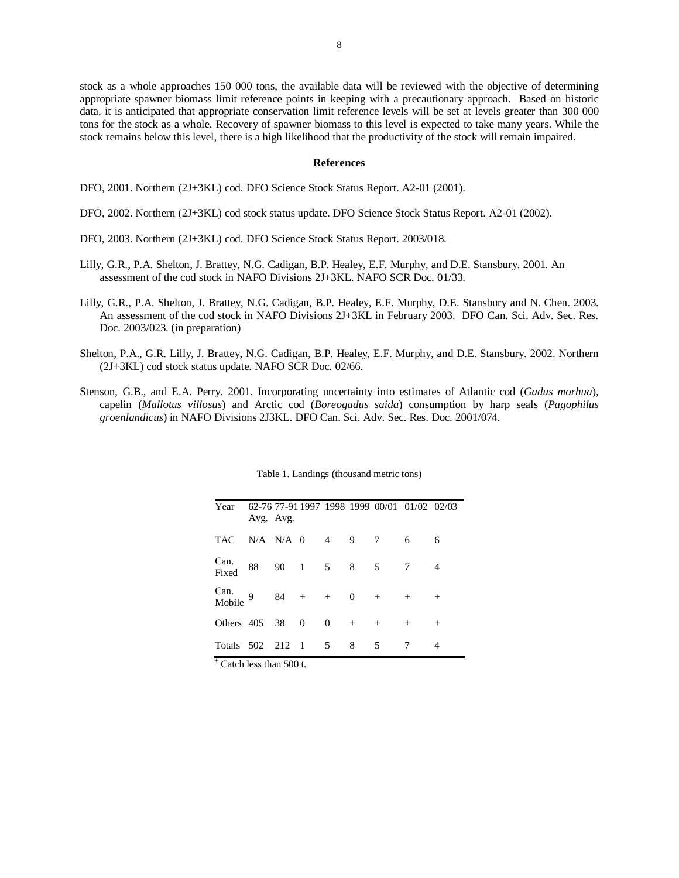stock as a whole approaches 150 000 tons, the available data will be reviewed with the objective of determining appropriate spawner biomass limit reference points in keeping with a precautionary approach. Based on historic data, it is anticipated that appropriate conservation limit reference levels will be set at levels greater than 300 000 tons for the stock as a whole. Recovery of spawner biomass to this level is expected to take many years. While the stock remains below this level, there is a high likelihood that the productivity of the stock will remain impaired.

**References**

DFO, 2001. Northern (2J+3KL) cod. DFO Science Stock Status Report. A2-01 (2001).

DFO, 2002. Northern (2J+3KL) cod stock status update. DFO Science Stock Status Report. A2-01 (2002).

DFO, 2003. Northern (2J+3KL) cod. DFO Science Stock Status Report. 2003/018.

Lilly, G.R., P.A. Shelton, J. Brattey, N.G. Cadigan, B.P. Healey, E.F. Murphy, and D.E. Stansbury. 2001. An assessment of the cod stock in NAFO Divisions 2J+3KL. NAFO SCR Doc. 01/33.

Lilly, G.R., P.A. Shelton, J. Brattey, N.G. Cadigan, B.P. Healey, E.F. Murphy, D.E. Stansbury and N. Chen. 2003. An assessment of the cod stock in NAFO Divisions 2J+3KL in February 2003. DFO Can. Sci. Adv. Sec. Res. Doc. 2003/023. (in preparation)

Shelton, P.A., G.R. Lilly, J. Brattey, N.G. Cadigan, B.P. Healey, E.F. Murphy, and D.E. Stansbury. 2002. Northern (2J+3KL) cod stock status update. NAFO SCR Doc. 02/66.

Stenson, G.B., and E.A. Perry. 2001. Incorporating uncertainty into estimates of Atlantic cod (*Gadus morhua*), capelin (*Mallotus villosus*) and Arctic cod (*Boreogadus saida*) consumption by harp seals (*Pagophilus groenlandicus*) in NAFO Divisions 2J3KL. DFO Can. Sci. Adv. Sec. Res. Doc. 2001/074.

Table 1. Landings (thousand metric tons)

| Year | 62-76 Avg. | 77-91 Avg. | 1997 | 1998 | 1999 | 00/01 | 01/02 | 02/03 |
|---|---|---|---|---|---|---|---|---|
| TAC | N/A | N/A | 0 | 4 | 9 | 7 | 6 | 6 |
| Can. Fixed | 88 | 90 | 1 | 5 | 8 | 5 | 7 | 4 |
| Can. Mobile | 9 | 84 | + | + | 0 | + | + | + |
| Others | 405 | 38 | 0 | 0 | + | + | + | + |
| Totals | 502 | 212 | 1 | 5 | 8 | 5 | 7 | 4 |

[+] Catch less than 500 t.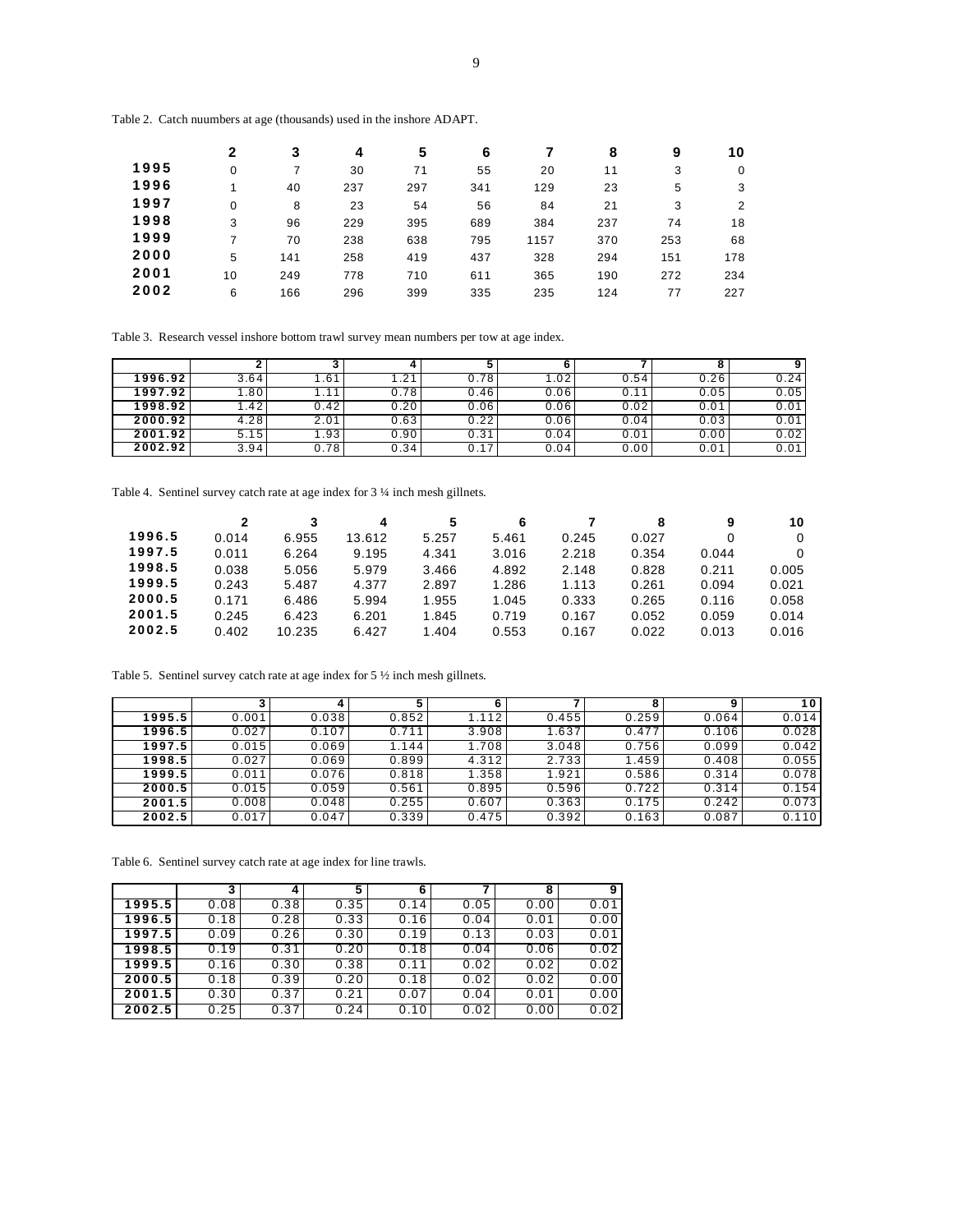Table 2. Catch nuumbers at age (thousands) used in the inshore ADAPT.

| | 2 | 3 | 4 | 5 | 6 | 7 | 8 | 9 | 10 |
|---|---|---|---|---|---|---|---|---|---|
| 1995 | 0 | 7 | 30 | 71 | 55 | 20 | 11 | 3 | 0 |
| 1996 | 1 | 40 | 237 | 297 | 341 | 129 | 23 | 5 | 3 |
| 1997 | 0 | 8 | 23 | 54 | 56 | 84 | 21 | 3 | 2 |
| 1998 | 3 | 96 | 229 | 395 | 689 | 384 | 237 | 74 | 18 |
| 1999 | 7 | 70 | 238 | 638 | 795 | 1157 | 370 | 253 | 68 |
| 2000 | 5 | 141 | 258 | 419 | 437 | 328 | 294 | 151 | 178 |
| 2001 | 10 | 249 | 778 | 710 | 611 | 365 | 190 | 272 | 234 |
| 2002 | 6 | 166 | 296 | 399 | 335 | 235 | 124 | 77 | 227 |

Table 3. Research vessel inshore bottom trawl survey mean numbers per tow at age index.

| | 2 | 3 | 4 | 5 | 6 | 7 | 8 | 9 |
|---|---|---|---|---|---|---|---|---|
| 1996.92 | 3.64 | 1.61 | 1.21 | 0.78 | 1.02 | 0.54 | 0.26 | 0.24 |
| 1997.92 | 1.80 | 1.11 | 0.78 | 0.46 | 0.06 | 0.11 | 0.05 | 0.05 |
| 1998.92 | 1.42 | 0.42 | 0.20 | 0.06 | 0.06 | 0.02 | 0.01 | 0.01 |
| 2000.92 | 4.28 | 2.01 | 0.63 | 0.22 | 0.06 | 0.04 | 0.03 | 0.01 |
| 2001.92 | 5.15 | 1.93 | 0.90 | 0.31 | 0.04 | 0.01 | 0.00 | 0.02 |
| 2002.92 | 3.94 | 0.78 | 0.34 | 0.17 | 0.04 | 0.00 | 0.01 | 0.01 |

Table 4. Sentinel survey catch rate at age index for 3 ¼ inch mesh gillnets.

| | 2 | 3 | 4 | 5 | 6 | 7 | 8 | 9 | 10 |
|---|---|---|---|---|---|---|---|---|---|
| 1996.5 | 0.014 | 6.955 | 13.612 | 5.257 | 5.461 | 0.245 | 0.027 | 0 | 0 |
| 1997.5 | 0.011 | 6.264 | 9.195 | 4.341 | 3.016 | 2.218 | 0.354 | 0.044 | 0 |
| 1998.5 | 0.038 | 5.056 | 5.979 | 3.466 | 4.892 | 2.148 | 0.828 | 0.211 | 0.005 |
| 1999.5 | 0.243 | 5.487 | 4.377 | 2.897 | 1.286 | 1.113 | 0.261 | 0.094 | 0.021 |
| 2000.5 | 0.171 | 6.486 | 5.994 | 1.955 | 1.045 | 0.333 | 0.265 | 0.116 | 0.058 |
| 2001.5 | 0.245 | 6.423 | 6.201 | 1.845 | 0.719 | 0.167 | 0.052 | 0.059 | 0.014 |
| 2002.5 | 0.402 | 10.235 | 6.427 | 1.404 | 0.553 | 0.167 | 0.022 | 0.013 | 0.016 |

Table 5. Sentinel survey catch rate at age index for 5 ½ inch mesh gillnets.

| | 3 | 4 | 5 | 6 | 7 | 8 | 9 | 10 |
|---|---|---|---|---|---|---|---|---|
| 1995.5 | 0.001 | 0.038 | 0.852 | 1.112 | 0.455 | 0.259 | 0.064 | 0.014 |
| 1996.5 | 0.027 | 0.107 | 0.711 | 3.908 | 1.637 | 0.477 | 0.106 | 0.028 |
| 1997.5 | 0.015 | 0.069 | 1.144 | 1.708 | 3.048 | 0.756 | 0.099 | 0.042 |
| 1998.5 | 0.027 | 0.069 | 0.899 | 4.312 | 2.733 | 1.459 | 0.408 | 0.055 |
| 1999.5 | 0.011 | 0.076 | 0.818 | 1.358 | 1.921 | 0.586 | 0.314 | 0.078 |
| 2000.5 | 0.015 | 0.059 | 0.561 | 0.895 | 0.596 | 0.722 | 0.314 | 0.154 |
| 2001.5 | 0.008 | 0.048 | 0.255 | 0.607 | 0.363 | 0.175 | 0.242 | 0.073 |
| 2002.5 | 0.017 | 0.047 | 0.339 | 0.475 | 0.392 | 0.163 | 0.087 | 0.110 |

Table 6. Sentinel survey catch rate at age index for line trawls.

| | 3 | 4 | 5 | 6 | 7 | 8 | 9 |
|---|---|---|---|---|---|---|---|
| 1995.5 | 0.08 | 0.38 | 0.35 | 0.14 | 0.05 | 0.00 | 0.01 |
| 1996.5 | 0.18 | 0.28 | 0.33 | 0.16 | 0.04 | 0.01 | 0.00 |
| 1997.5 | 0.09 | 0.26 | 0.30 | 0.19 | 0.13 | 0.03 | 0.01 |
| 1998.5 | 0.19 | 0.31 | 0.20 | 0.18 | 0.04 | 0.06 | 0.02 |
| 1999.5 | 0.16 | 0.30 | 0.38 | 0.11 | 0.02 | 0.02 | 0.02 |
| 2000.5 | 0.18 | 0.39 | 0.20 | 0.18 | 0.02 | 0.02 | 0.00 |
| 2001.5 | 0.30 | 0.37 | 0.21 | 0.07 | 0.04 | 0.01 | 0.00 |
| 2002.5 | 0.25 | 0.37 | 0.24 | 0.10 | 0.02 | 0.00 | 0.02 |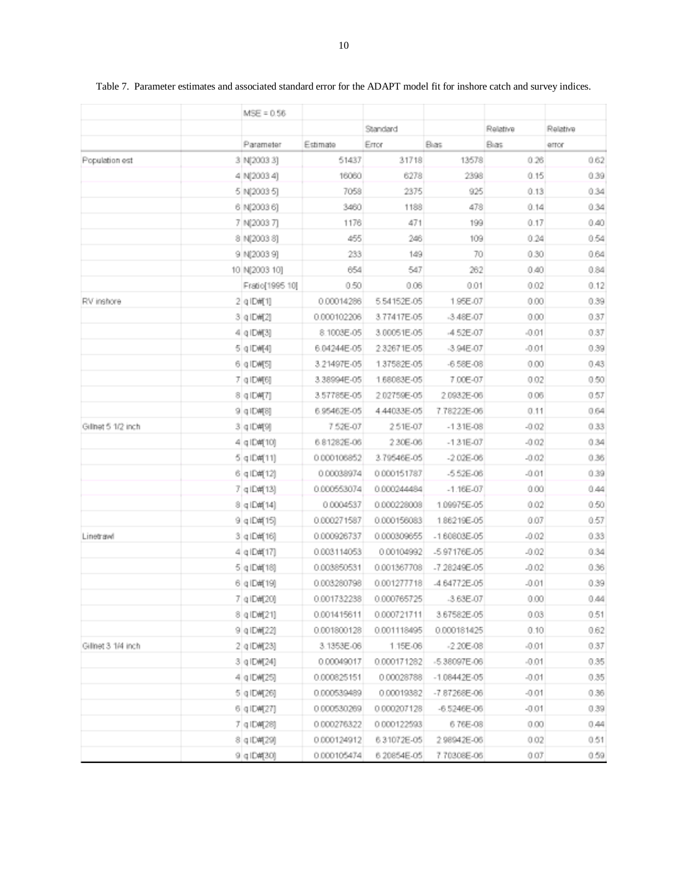Table 7. Parameter estimates and associated standard error for the ADAPT model fit for inshore catch and survey indices.

| | | MSE = 0.56 | | | | | |
|---|---|---|---|---|---|---|---|
| | | | | Standard | | Relative | Relative |
| | | Parameter | Estimate | Error | Bias | Bias | error |
| Population est | 3 | N[2003 3] | 51437 | 31718 | 13578 | 0.26 | 0.62 |
| | 4 | N[2003 4] | 16060 | 6278 | 2398 | 0.15 | 0.39 |
| | 5 | N[2003 5] | 7058 | 2375 | 925 | 0.13 | 0.34 |
| | 6 | N[2003 6] | 3460 | 1188 | 478 | 0.14 | 0.34 |
| | 7 | N[2003 7] | 1176 | 471 | 199 | 0.17 | 0.40 |
| | 8 | N[2003 8] | 455 | 246 | 109 | 0.24 | 0.54 |
| | 9 | N[2003 9] | 233 | 149 | 70 | 0.30 | 0.64 |
| | 10 | N[2003 10] | 654 | 547 | 262 | 0.40 | 0.84 |
| | | Fratio[1995 10] | 0.50 | 0.06 | 0.01 | 0.02 | 0.12 |
| RV inshore | 2 | q ID#[1] | 0.00014286 | 5.54152E-05 | 1.95E-07 | 0.00 | 0.39 |
| | 3 | q ID#[2] | 0.000102206 | 3.77417E-05 | -3.48E-07 | 0.00 | 0.37 |
| | 4 | q ID#[3] | 8.1003E-05 | 3.00051E-05 | -4.52E-07 | -0.01 | 0.37 |
| | 5 | q ID#[4] | 6.04244E-05 | 2.32671E-05 | -3.94E-07 | -0.01 | 0.39 |
| | 6 | q ID#[5] | 3.21497E-05 | 1.37582E-05 | -6.58E-08 | 0.00 | 0.43 |
| | 7 | q ID#[6] | 3.38994E-05 | 1.68083E-05 | 7.00E-07 | 0.02 | 0.50 |
| | 8 | q ID#[7] | 3.57785E-05 | 2.02759E-05 | 2.0932E-06 | 0.06 | 0.57 |
| | 9 | q ID#[8] | 6.95462E-05 | 4.44033E-05 | 7.78222E-06 | 0.11 | 0.64 |
| Gillnet 5 1/2 inch | 3 | q ID#[9] | 7.52E-07 | 2.51E-07 | -1.31E-08 | -0.02 | 0.33 |
| | 4 | q ID#[10] | 6.81282E-06 | 2.30E-06 | -1.31E-07 | -0.02 | 0.34 |
| | 5 | q ID#[11] | 0.000106852 | 3.79546E-05 | -2.02E-06 | -0.02 | 0.36 |
| | 6 | q ID#[12] | 0.00038974 | 0.000151787 | -5.52E-06 | -0.01 | 0.39 |
| | 7 | q ID#[13] | 0.000553074 | 0.000244484 | -1.16E-07 | 0.00 | 0.44 |
| | 8 | q ID#[14] | 0.0004537 | 0.000228008 | 1.09975E-05 | 0.02 | 0.50 |
| | 9 | q ID#[15] | 0.000271587 | 0.000156083 | 1.86219E-05 | 0.07 | 0.57 |
| Linetrawl | 3 | q ID#[16] | 0.000926737 | 0.000309655 | -1.60803E-05 | -0.02 | 0.33 |
| | 4 | q ID#[17] | 0.003114053 | 0.00104992 | -5.97176E-05 | -0.02 | 0.34 |
| | 5 | q ID#[18] | 0.003850531 | 0.001367708 | -7.28249E-05 | -0.02 | 0.36 |
| | 6 | q ID#[19] | 0.003280798 | 0.001277718 | -4.64772E-05 | -0.01 | 0.39 |
| | 7 | q ID#[20] | 0.001732238 | 0.000765725 | -3.63E-07 | 0.00 | 0.44 |
| | 8 | q ID#[21] | 0.001415611 | 0.000721711 | 3.67582E-05 | 0.03 | 0.51 |
| | 9 | q ID#[22] | 0.001800128 | 0.001118495 | 0.000181425 | 0.10 | 0.62 |
| Gillnet 3 1/4 inch | 2 | q ID#[23] | 3.1353E-06 | 1.15E-06 | -2.20E-08 | -0.01 | 0.37 |
| | 3 | q ID#[24] | 0.00049017 | 0.000171282 | -5.38097E-06 | -0.01 | 0.35 |
| | 4 | q ID#[25] | 0.000825151 | 0.00028788 | -1.08442E-05 | -0.01 | 0.35 |
| | 5 | q ID#[26] | 0.000539489 | 0.00019382 | -7.87268E-06 | -0.01 | 0.36 |
| | 6 | q ID#[27] | 0.000530269 | 0.000207128 | -6.5246E-06 | -0.01 | 0.39 |
| | 7 | q ID#[28] | 0.000276322 | 0.000122593 | 6.76E-08 | 0.00 | 0.44 |
| | 8 | q ID#[29] | 0.000124912 | 6.31072E-05 | 2.98942E-06 | 0.02 | 0.51 |
| | 9 | q ID#[30] | 0.000105474 | 6.20854E-05 | 7.70308E-06 | 0.07 | 0.59 |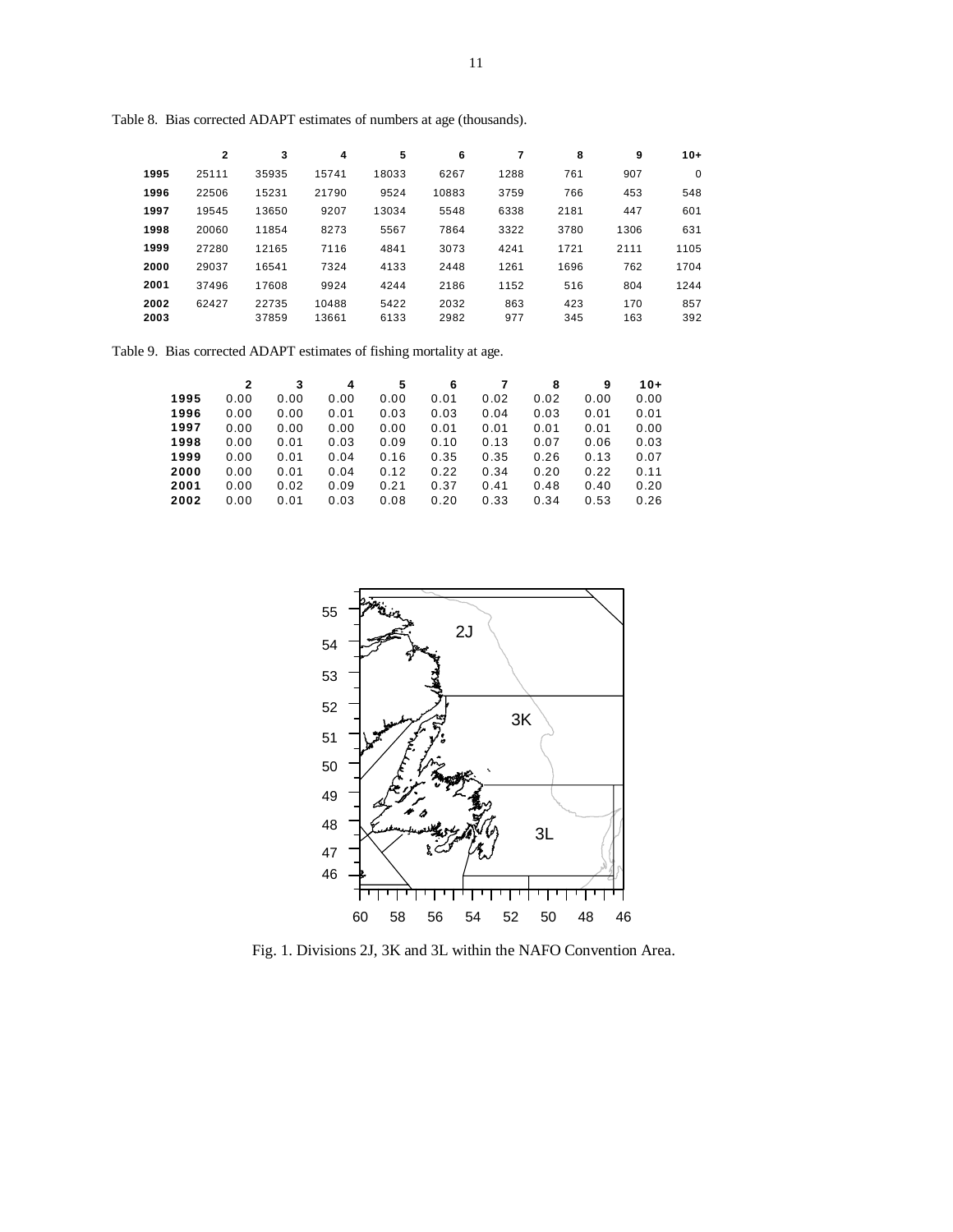Table 8. Bias corrected ADAPT estimates of numbers at age (thousands).

| | 2 | 3 | 4 | 5 | 6 | 7 | 8 | 9 | 10+ |
|---|---|---|---|---|---|---|---|---|---|
| **1995** | 25111 | 35935 | 15741 | 18033 | 6267 | 1288 | 761 | 907 | 0 |
| **1996** | 22506 | 15231 | 21790 | 9524 | 10883 | 3759 | 766 | 453 | 548 |
| **1997** | 19545 | 13650 | 9207 | 13034 | 5548 | 6338 | 2181 | 447 | 601 |
| **1998** | 20060 | 11854 | 8273 | 5567 | 7864 | 3322 | 3780 | 1306 | 631 |
| **1999** | 27280 | 12165 | 7116 | 4841 | 3073 | 4241 | 1721 | 2111 | 1105 |
| **2000** | 29037 | 16541 | 7324 | 4133 | 2448 | 1261 | 1696 | 762 | 1704 |
| **2001** | 37496 | 17608 | 9924 | 4244 | 2186 | 1152 | 516 | 804 | 1244 |
| **2002** | 62427 | 22735 | 10488 | 5422 | 2032 | 863 | 423 | 170 | 857 |
| **2003** | | 37859 | 13661 | 6133 | 2982 | 977 | 345 | 163 | 392 |

Table 9. Bias corrected ADAPT estimates of fishing mortality at age.

| | 2 | 3 | 4 | 5 | 6 | 7 | 8 | 9 | 10+ |
|---|---|---|---|---|---|---|---|---|---|
| **1995** | 0.00 | 0.00 | 0.00 | 0.00 | 0.01 | 0.02 | 0.02 | 0.00 | 0.00 |
| **1996** | 0.00 | 0.00 | 0.01 | 0.03 | 0.03 | 0.04 | 0.03 | 0.01 | 0.01 |
| **1997** | 0.00 | 0.00 | 0.00 | 0.00 | 0.01 | 0.01 | 0.01 | 0.01 | 0.00 |
| **1998** | 0.00 | 0.01 | 0.03 | 0.09 | 0.10 | 0.13 | 0.07 | 0.06 | 0.03 |
| **1999** | 0.00 | 0.01 | 0.04 | 0.16 | 0.35 | 0.35 | 0.26 | 0.13 | 0.07 |
| **2000** | 0.00 | 0.01 | 0.04 | 0.12 | 0.22 | 0.34 | 0.20 | 0.22 | 0.11 |
| **2001** | 0.00 | 0.02 | 0.09 | 0.21 | 0.37 | 0.41 | 0.48 | 0.40 | 0.20 |
| **2002** | 0.00 | 0.01 | 0.03 | 0.08 | 0.20 | 0.33 | 0.34 | 0.53 | 0.26 |

Fig. 1. Divisions 2J, 3K and 3L within the NAFO Convention Area.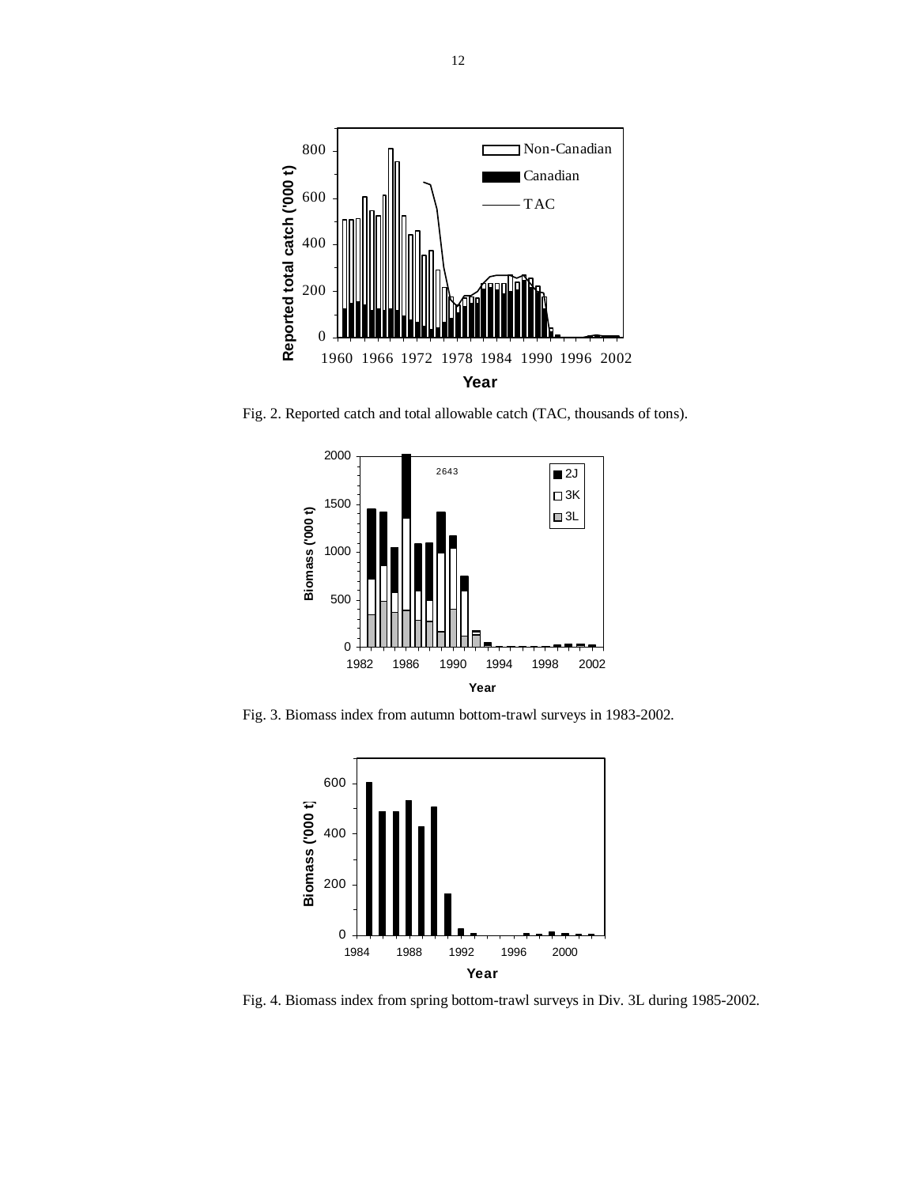Fig. 2. Reported catch and total allowable catch (TAC, thousands of tons).

Fig. 3. Biomass index from autumn bottom-trawl surveys in 1983-2002.

Fig. 4. Biomass index from spring bottom-trawl surveys in Div. 3L during 1985-2002.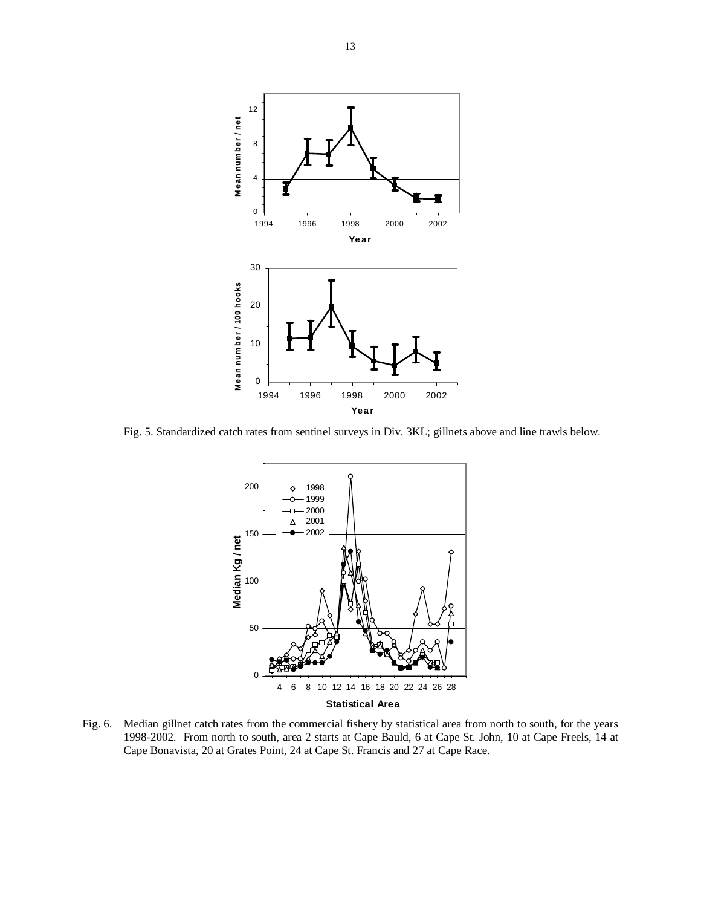Fig. 5. Standardized catch rates from sentinel surveys in Div. 3KL; gillnets above and line trawls below.

Fig. 6. Median gillnet catch rates from the commercial fishery by statistical area from north to south, for the years 1998-2002. From north to south, area 2 starts at Cape Bauld, 6 at Cape St. John, 10 at Cape Freels, 14 at Cape Bonavista, 20 at Grates Point, 24 at Cape St. Francis and 27 at Cape Race.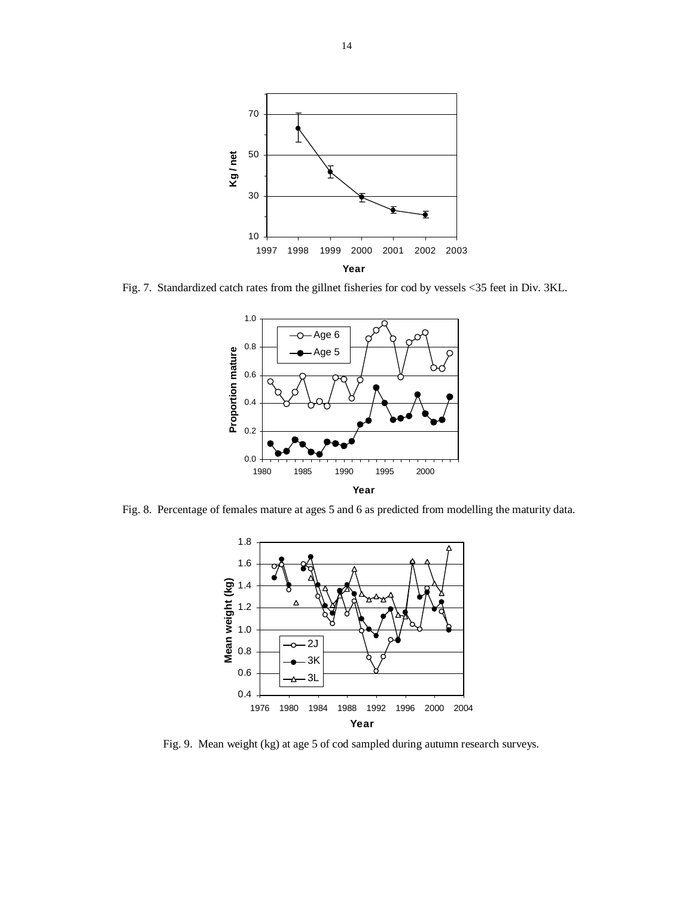Fig. 7. Standardized catch rates from the gillnet fisheries for cod by vessels <35 feet in Div. 3KL.

Fig. 8. Percentage of females mature at ages 5 and 6 as predicted from modelling the maturity data.

Fig. 9. Mean weight (kg) at age 5 of cod sampled during autumn research surveys.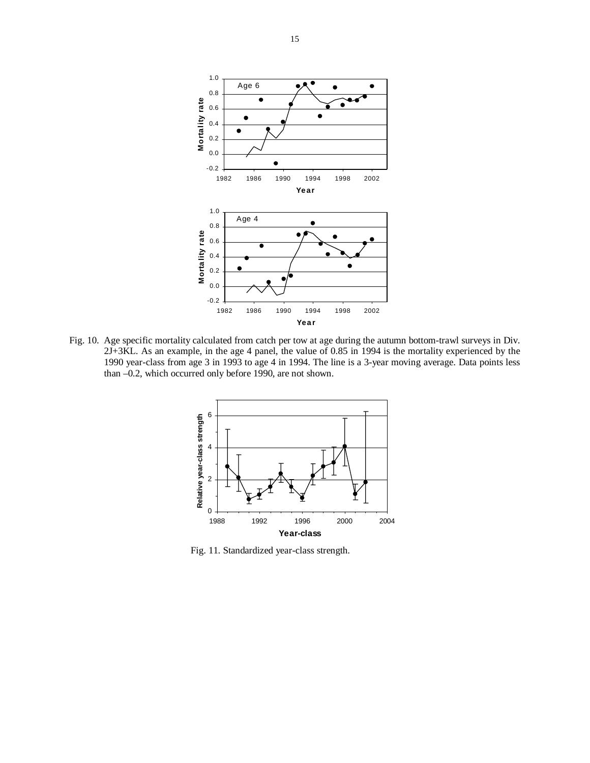Fig. 10. Age specific mortality calculated from catch per tow at age during the autumn bottom-trawl surveys in Div. 2J+3KL. As an example, in the age 4 panel, the value of 0.85 in 1994 is the mortality experienced by the 1990 year-class from age 3 in 1993 to age 4 in 1994. The line is a 3-year moving average. Data points less than –0.2, which occurred only before 1990, are not shown.

Fig. 11. Standardized year-class strength.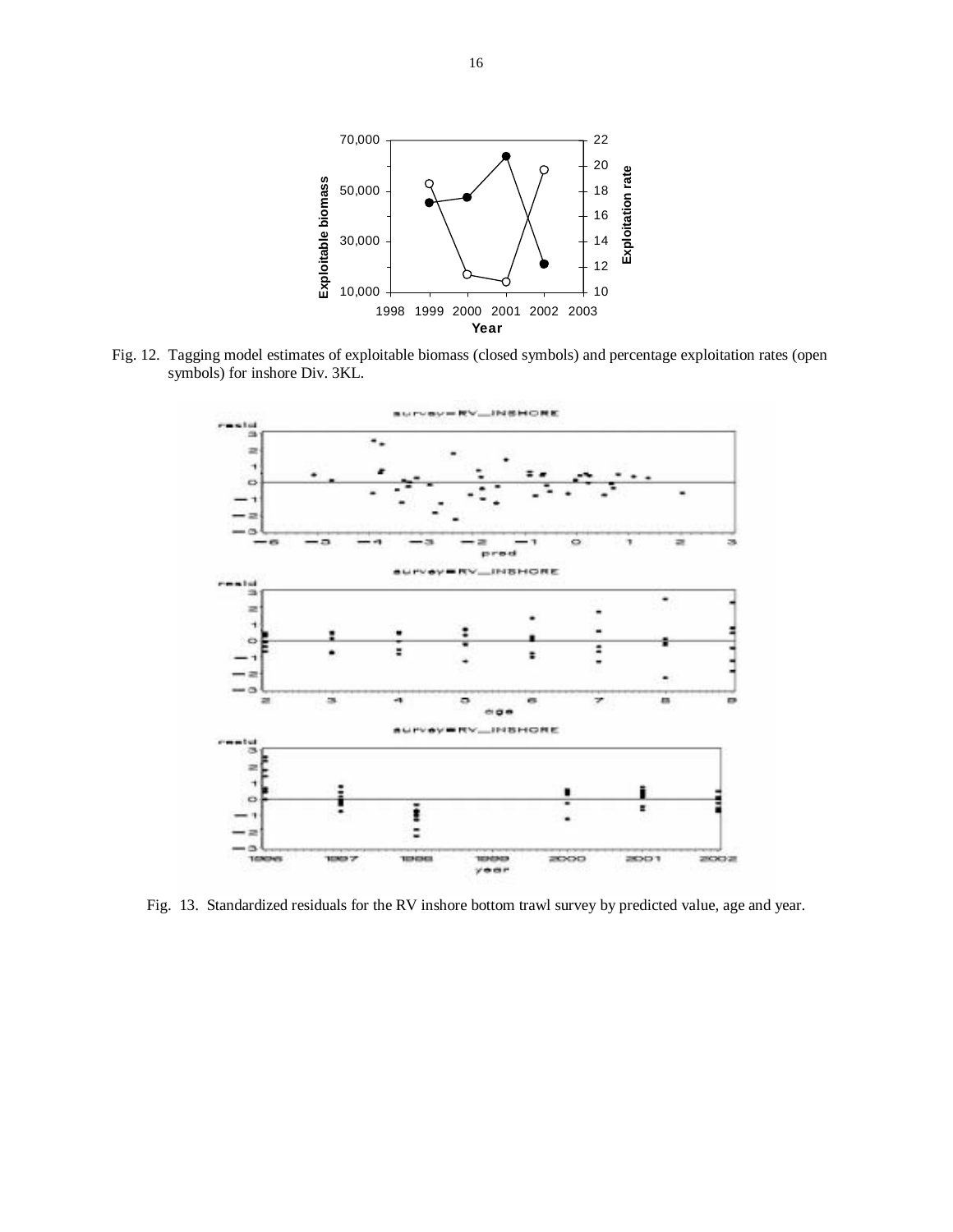Fig. 12. Tagging model estimates of exploitable biomass (closed symbols) and percentage exploitation rates (open symbols) for inshore Div. 3KL.

Fig. 13. Standardized residuals for the RV inshore bottom trawl survey by predicted value, age and year.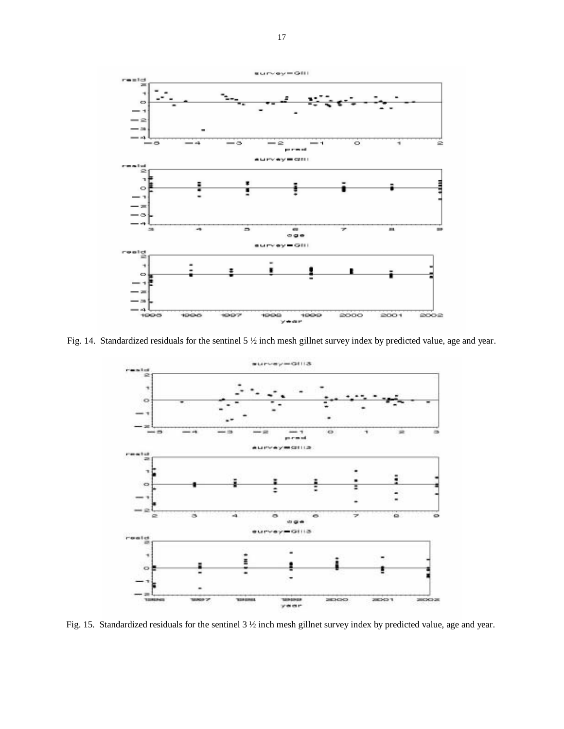Fig. 14. Standardized residuals for the sentinel 5 ½ inch mesh gillnet survey index by predicted value, age and year.

Fig. 15. Standardized residuals for the sentinel 3 ½ inch mesh gillnet survey index by predicted value, age and year.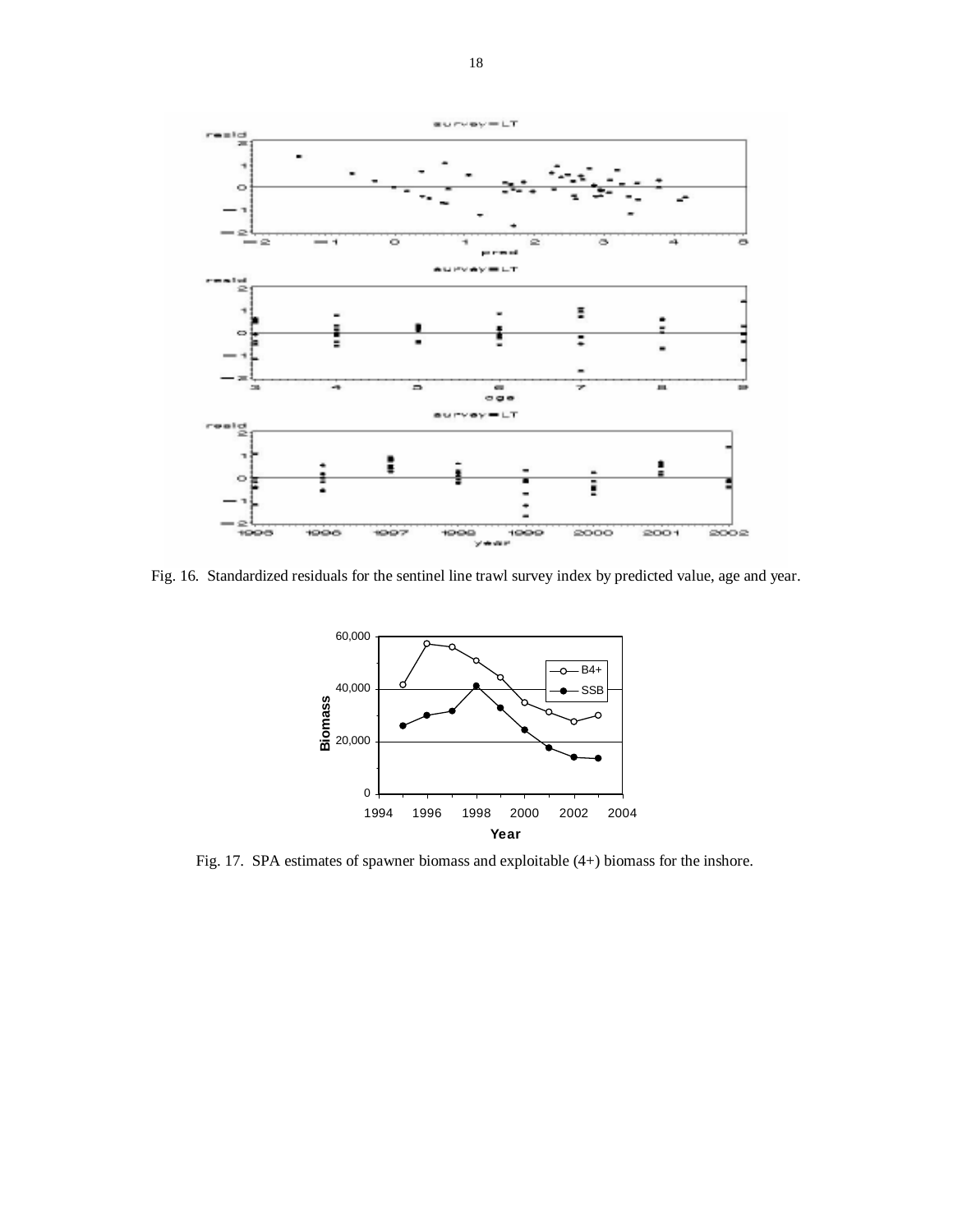Fig. 16. Standardized residuals for the sentinel line trawl survey index by predicted value, age and year.

Fig. 17. SPA estimates of spawner biomass and exploitable (4+) biomass for the inshore.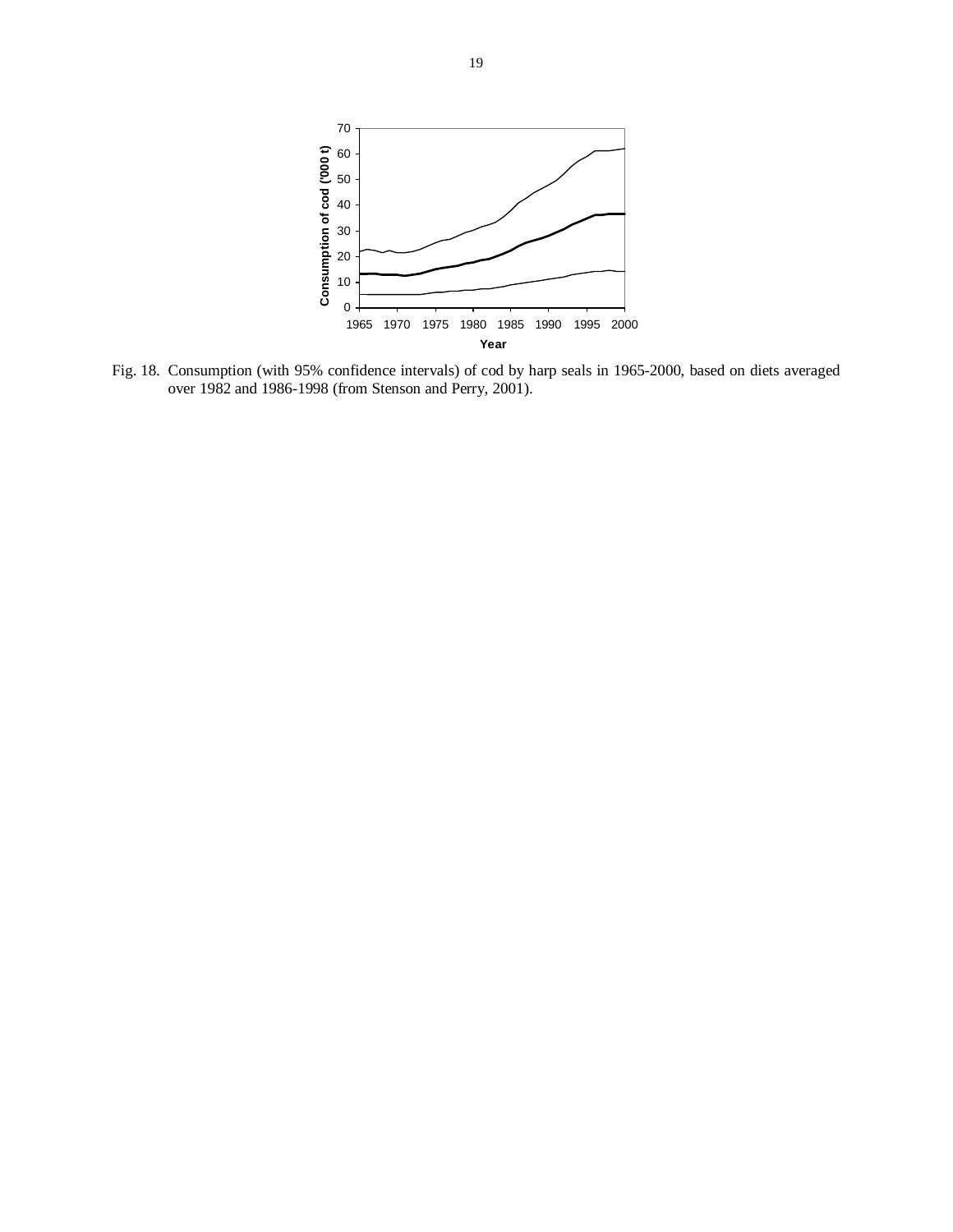Fig. 18. Consumption (with 95% confidence intervals) of cod by harp seals in 1965-2000, based on diets averaged over 1982 and 1986-1998 (from Stenson and Perry, 2001).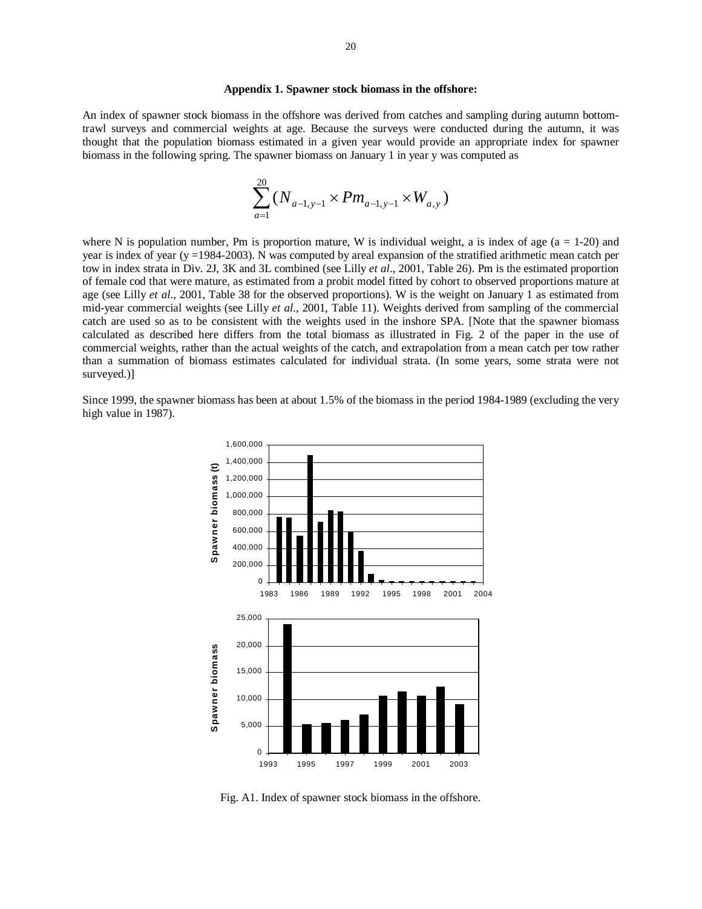**Appendix 1. Spawner stock biomass in the offshore:**

An index of spawner stock biomass in the offshore was derived from catches and sampling during autumn bottom-trawl surveys and commercial weights at age. Because the surveys were conducted during the autumn, it was thought that the population biomass estimated in a given year would provide an appropriate index for spawner biomass in the following spring. The spawner biomass on January 1 in year y was computed as

$$\sum_{a=1}^{20} (N_{a-1,y-1} \times Pm_{a-1,y-1} \times W_{a,y})$$

where N is population number, Pm is proportion mature, W is individual weight, a is index of age (a = 1-20) and year is index of year (y =1984-2003). N was computed by areal expansion of the stratified arithmetic mean catch per tow in index strata in Div. 2J, 3K and 3L combined (see Lilly *et al*., 2001, Table 26). Pm is the estimated proportion of female cod that were mature, as estimated from a probit model fitted by cohort to observed proportions mature at age (see Lilly *et al*., 2001, Table 38 for the observed proportions). W is the weight on January 1 as estimated from mid-year commercial weights (see Lilly *et al*., 2001, Table 11). Weights derived from sampling of the commercial catch are used so as to be consistent with the weights used in the inshore SPA. [Note that the spawner biomass calculated as described here differs from the total biomass as illustrated in Fig. 2 of the paper in the use of commercial weights, rather than the actual weights of the catch, and extrapolation from a mean catch per tow rather than a summation of biomass estimates calculated for individual strata. (In some years, some strata were not surveyed.)]

Since 1999, the spawner biomass has been at about 1.5% of the biomass in the period 1984-1989 (excluding the very high value in 1987).

Spawner biomass (t)
1,600,000
1,400,000
1,200,000
1,000,000
800,000
600,000
400,000
200,000
0
1983 1986 1989 1992 1995 1998 2001 2004

Spawner biomass
25,000
20,000
15,000
10,000
5,000
0
1993 1995 1997 1999 2001 2003

Fig. A1. Index of spawner stock biomass in the offshore.